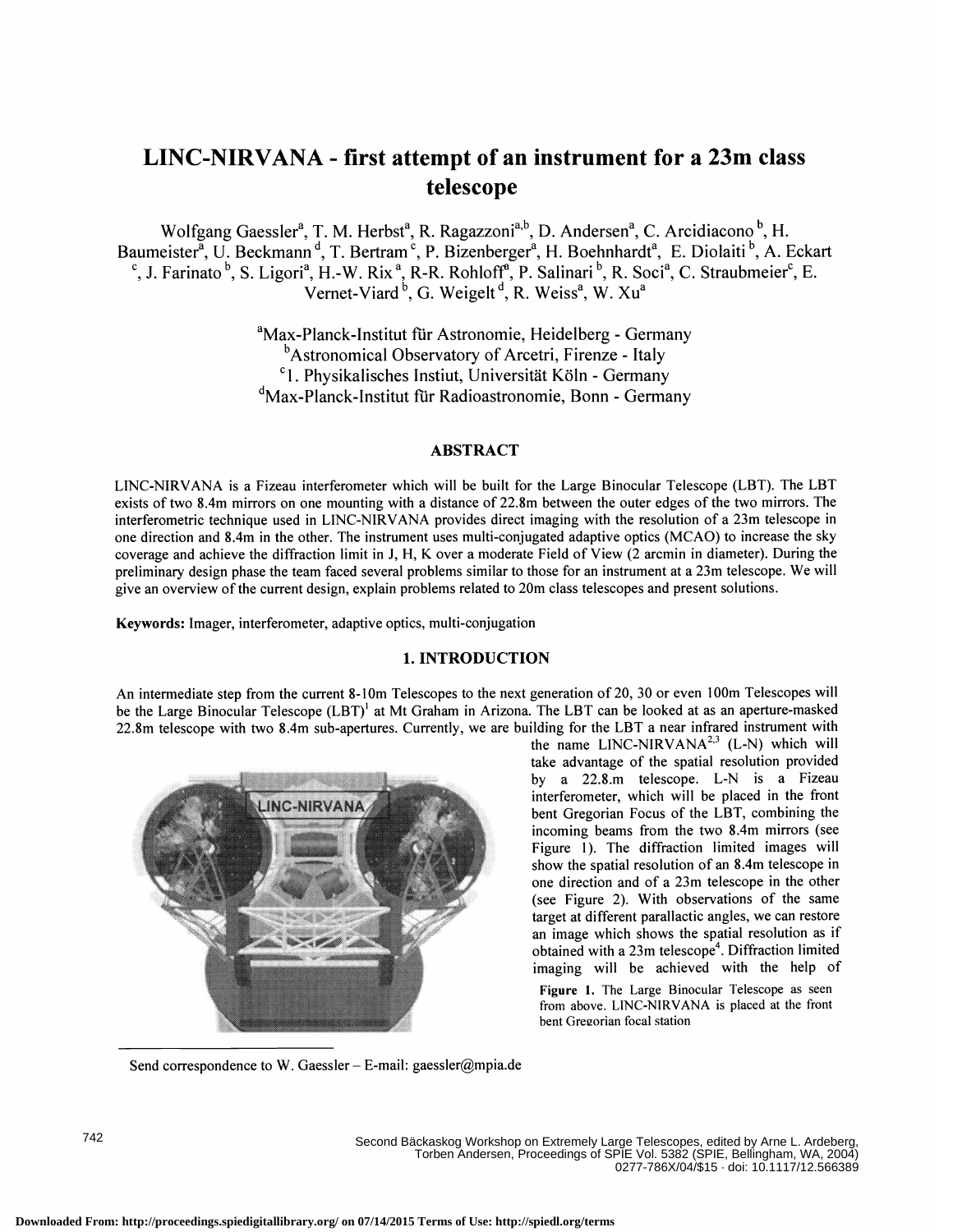# LINC-NIRVANA - first attempt of an instrument for a 23m class telescope

Wolfgang Gaessler[a], T. M. Herbst[a], R. Ragazzoni[a,b], D. Andersen[a], C. Arcidiacono[b], H. Baumeister[a], U. Beckmann[d], T. Bertram[c], P. Bizenberger[a], H. Boehnhardt[a], E. Diolaiti[b], A. Eckart[c], J. Farinato[b], S. Ligori[a], H.-W. Rix[a], R-R. Rohloff[a], P. Salinari[b], R. Soci[a], C. Straubmeier[c], E. Vernet-Viard[b], G. Weigelt[d], R. Weiss[a], W. Xu[a]

[a]Max-Planck-Institut für Astronomie, Heidelberg - Germany
[b]Astronomical Observatory of Arcetri, Firenze - Italy
[c]1. Physikalisches Instiut, Universität Köln - Germany
[d]Max-Planck-Institut für Radioastronomie, Bonn - Germany

## ABSTRACT

LINC-NIRVANA is a Fizeau interferometer which will be built for the Large Binocular Telescope (LBT). The LBT exists of two 8.4m mirrors on one mounting with a distance of 22.8m between the outer edges of the two mirrors. The interferometric technique used in LINC-NIRVANA provides direct imaging with the resolution of a 23m telescope in one direction and 8.4m in the other. The instrument uses multi-conjugated adaptive optics (MCAO) to increase the sky coverage and achieve the diffraction limit in J, H, K over a moderate Field of View (2 arcmin in diameter). During the preliminary design phase the team faced several problems similar to those for an instrument at a 23m telescope. We will give an overview of the current design, explain problems related to 20m class telescopes and present solutions.

**Keywords:** Imager, interferometer, adaptive optics, multi-conjugation

## 1. INTRODUCTION

An intermediate step from the current 8-10m Telescopes to the next generation of 20, 30 or even 100m Telescopes will be the Large Binocular Telescope (LBT)[1] at Mt Graham in Arizona. The LBT can be looked at as an aperture-masked 22.8m telescope with two 8.4m sub-apertures. Currently, we are building for the LBT a near infrared instrument with the name LINC-NIRVANA[2,3] (L-N) which will take advantage of the spatial resolution provided by a 22.8.m telescope. L-N is a Fizeau interferometer, which will be placed in the front bent Gregorian Focus of the LBT, combining the incoming beams from the two 8.4m mirrors (see Figure 1). The diffraction limited images will show the spatial resolution of an 8.4m telescope in one direction and of a 23m telescope in the other (see Figure 2). With observations of the same target at different parallactic angles, we can restore an image which shows the spatial resolution as if obtained with a 23m telescope[4]. Diffraction limited imaging will be achieved with the help of

**Figure 1.** The Large Binocular Telescope as seen from above. LINC-NIRVANA is placed at the front bent Gregorian focal station

Send correspondence to W. Gaessler – E-mail: gaessler@mpia.de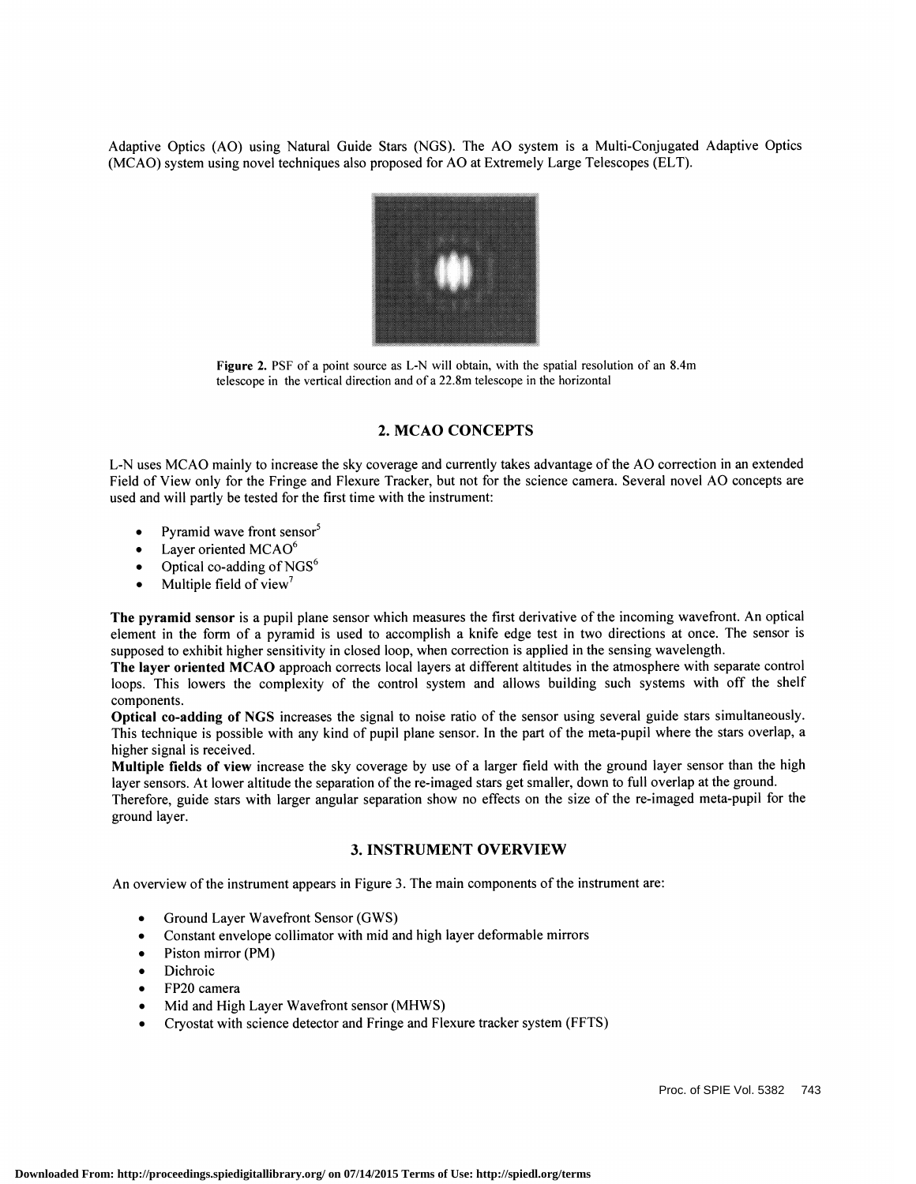Adaptive Optics (AO) using Natural Guide Stars (NGS). The AO system is a Multi-Conjugated Adaptive Optics (MCAO) system using novel techniques also proposed for AO at Extremely Large Telescopes (ELT).

**Figure 2.** PSF of a point source as L-N will obtain, with the spatial resolution of an 8.4m telescope in the vertical direction and of a 22.8m telescope in the horizontal

## 2. MCAO CONCEPTS

L-N uses MCAO mainly to increase the sky coverage and currently takes advantage of the AO correction in an extended Field of View only for the Fringe and Flexure Tracker, but not for the science camera. Several novel AO concepts are used and will partly be tested for the first time with the instrument:

- Pyramid wave front sensor[5]
- Layer oriented MCAO[6]
- Optical co-adding of NGS[6]
- Multiple field of view[7]

**The pyramid sensor** is a pupil plane sensor which measures the first derivative of the incoming wavefront. An optical element in the form of a pyramid is used to accomplish a knife edge test in two directions at once. The sensor is supposed to exhibit higher sensitivity in closed loop, when correction is applied in the sensing wavelength.

**The layer oriented MCAO** approach corrects local layers at different altitudes in the atmosphere with separate control loops. This lowers the complexity of the control system and allows building such systems with off the shelf components.

**Optical co-adding of NGS** increases the signal to noise ratio of the sensor using several guide stars simultaneously. This technique is possible with any kind of pupil plane sensor. In the part of the meta-pupil where the stars overlap, a higher signal is received.

**Multiple fields of view** increase the sky coverage by use of a larger field with the ground layer sensor than the high layer sensors. At lower altitude the separation of the re-imaged stars get smaller, down to full overlap at the ground. Therefore, guide stars with larger angular separation show no effects on the size of the re-imaged meta-pupil for the ground layer.

## 3. INSTRUMENT OVERVIEW

An overview of the instrument appears in Figure 3. The main components of the instrument are:

- Ground Layer Wavefront Sensor (GWS)
- Constant envelope collimator with mid and high layer deformable mirrors
- Piston mirror (PM)
- Dichroic
- FP20 camera
- Mid and High Layer Wavefront sensor (MHWS)
- Cryostat with science detector and Fringe and Flexure tracker system (FFTS)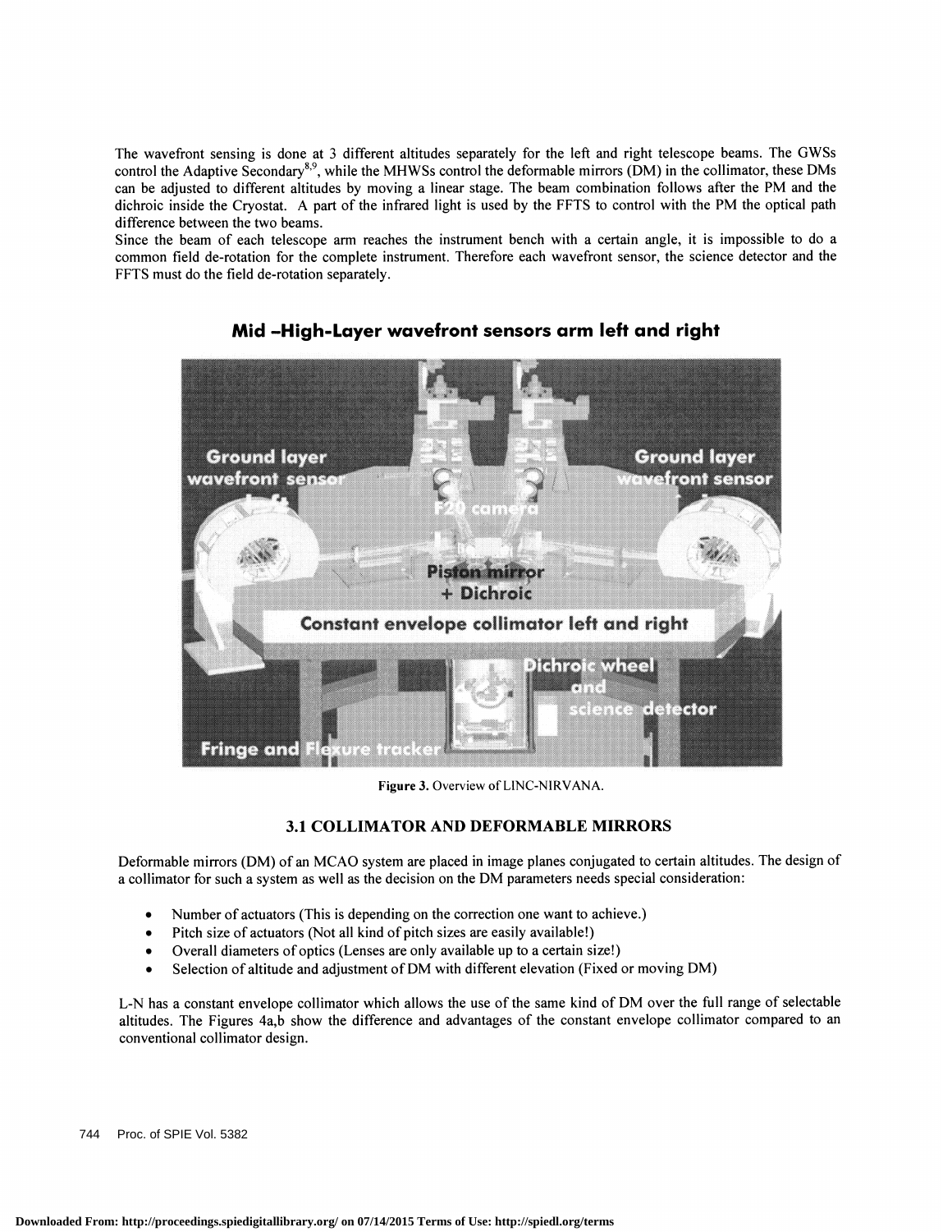The wavefront sensing is done at 3 different altitudes separately for the left and right telescope beams. The GWSs control the Adaptive Secondary[8,9], while the MHWSs control the deformable mirrors (DM) in the collimator, these DMs can be adjusted to different altitudes by moving a linear stage. The beam combination follows after the PM and the dichroic inside the Cryostat. A part of the infrared light is used by the FFTS to control with the PM the optical path difference between the two beams.

Since the beam of each telescope arm reaches the instrument bench with a certain angle, it is impossible to do a common field de-rotation for the complete instrument. Therefore each wavefront sensor, the science detector and the FFTS must do the field de-rotation separately.

**Figure 3.** Overview of LINC-NIRVANA.

### 3.1 COLLIMATOR AND DEFORMABLE MIRRORS

Deformable mirrors (DM) of an MCAO system are placed in image planes conjugated to certain altitudes. The design of a collimator for such a system as well as the decision on the DM parameters needs special consideration:

- Number of actuators (This is depending on the correction one want to achieve.)
- Pitch size of actuators (Not all kind of pitch sizes are easily available!)
- Overall diameters of optics (Lenses are only available up to a certain size!)
- Selection of altitude and adjustment of DM with different elevation (Fixed or moving DM)

L-N has a constant envelope collimator which allows the use of the same kind of DM over the full range of selectable altitudes. The Figures 4a,b show the difference and advantages of the constant envelope collimator compared to an conventional collimator design.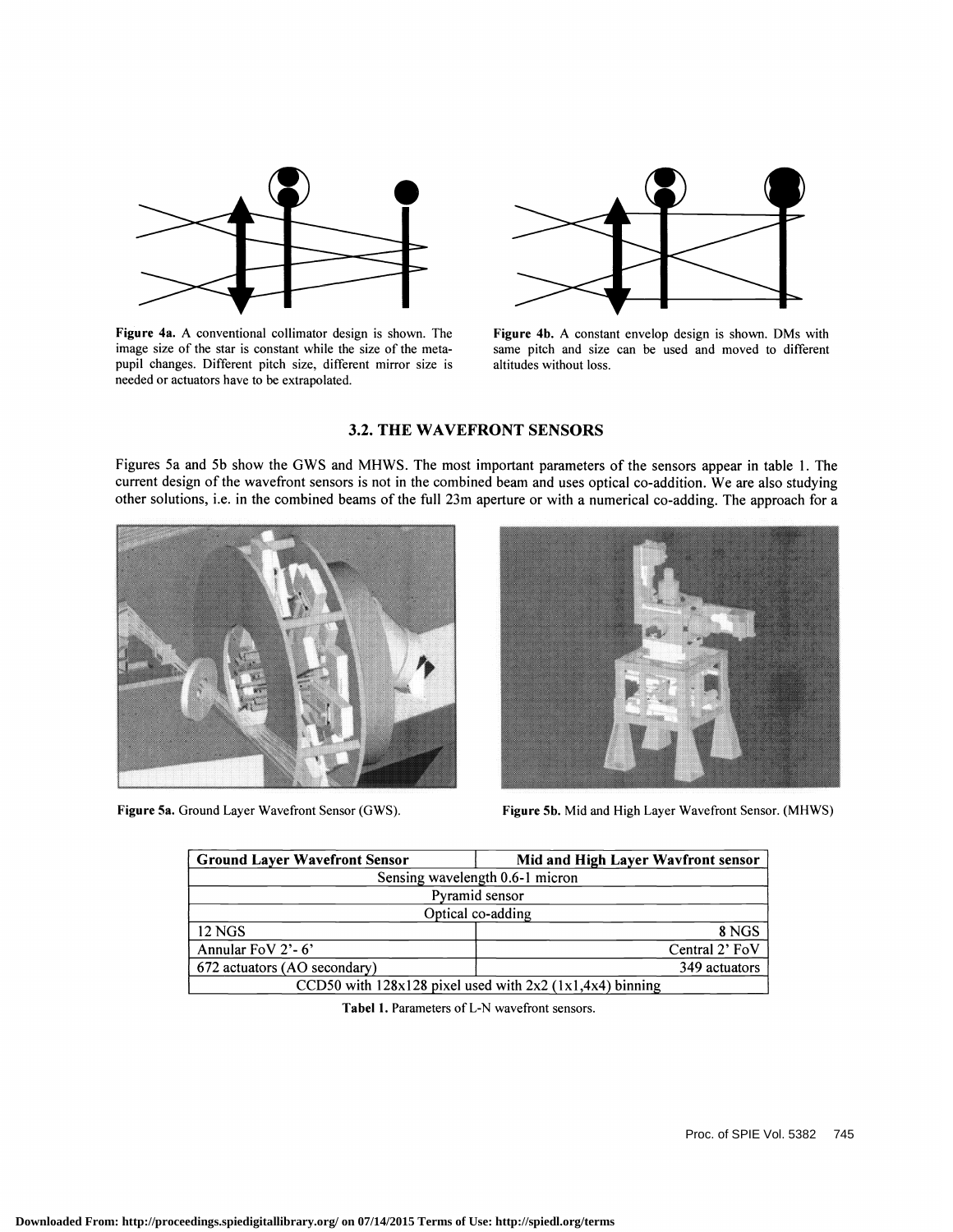Figure 4a. A conventional collimator design is shown. The image size of the star is constant while the size of the meta-pupil changes. Different pitch size, different mirror size is needed or actuators have to be extrapolated.

Figure 4b. A constant envelop design is shown. DMs with same pitch and size can be used and moved to different altitudes without loss.

### 3.2. THE WAVEFRONT SENSORS

Figures 5a and 5b show the GWS and MHWS. The most important parameters of the sensors appear in table 1. The current design of the wavefront sensors is not in the combined beam and uses optical co-addition. We are also studying other solutions, i.e. in the combined beams of the full 23m aperture or with a numerical co-adding. The approach for a

Figure 5a. Ground Layer Wavefront Sensor (GWS).

Figure 5b. Mid and High Layer Wavefront Sensor. (MHWS)

| Ground Layer Wavefront Sensor | Mid and High Layer Wavfront sensor |
|---|---|
| Sensing wavelength 0.6-1 micron | |
| Pyramid sensor | |
| Optical co-adding | |
| 12 NGS | 8 NGS |
| Annular FoV 2'- 6' | Central 2' FoV |
| 672 actuators (AO secondary) | 349 actuators |
| CCD50 with 128x128 pixel used with 2x2 (1x1,4x4) binning | |

Tabel 1. Parameters of L-N wavefront sensors.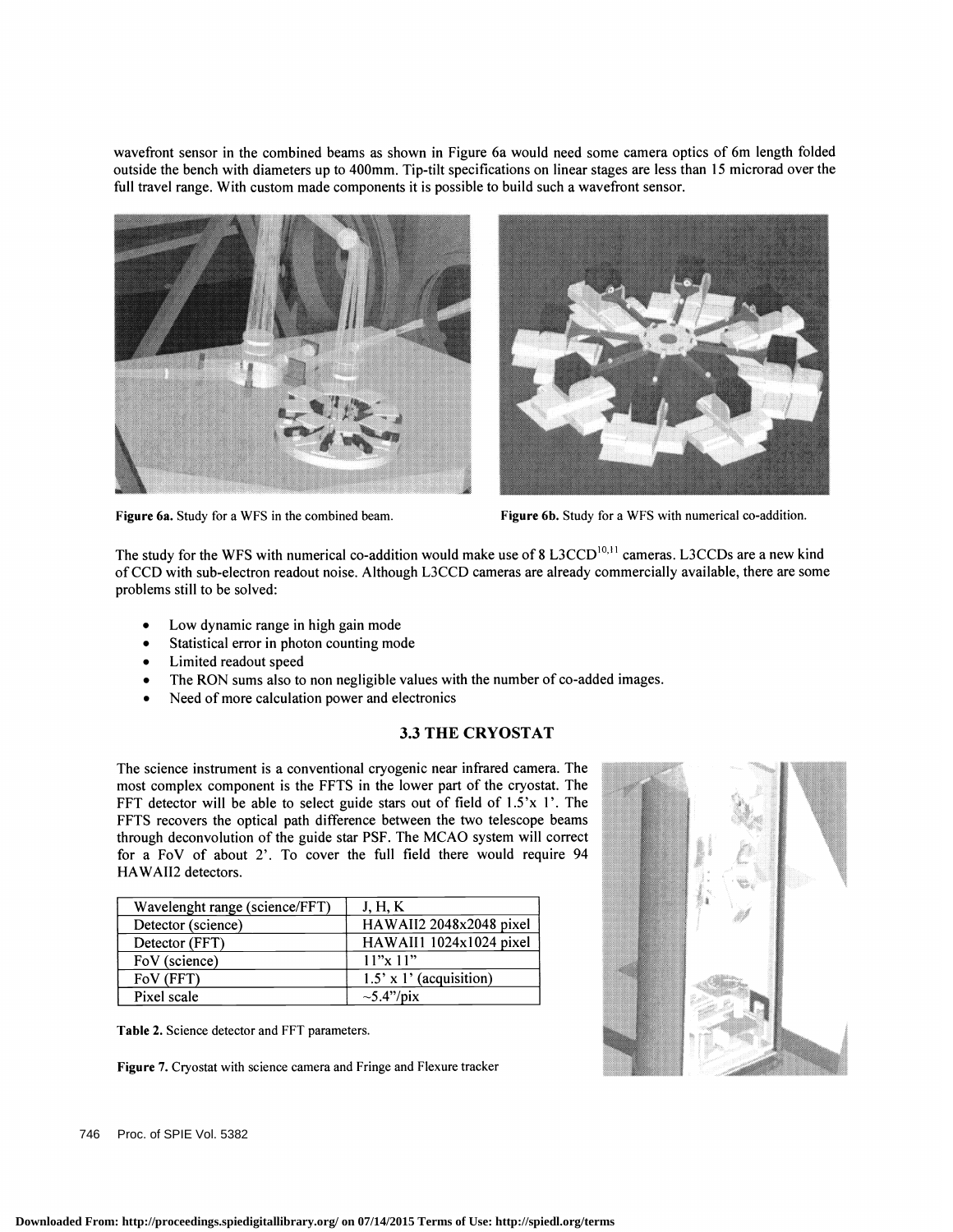wavefront sensor in the combined beams as shown in Figure 6a would need some camera optics of 6m length folded outside the bench with diameters up to 400mm. Tip-tilt specifications on linear stages are less than 15 microrad over the full travel range. With custom made components it is possible to build such a wavefront sensor.

**Figure 6a.** Study for a WFS in the combined beam.

**Figure 6b.** Study for a WFS with numerical co-addition.

The study for the WFS with numerical co-addition would make use of 8 L3CCD[10,11] cameras. L3CCDs are a new kind of CCD with sub-electron readout noise. Although L3CCD cameras are already commercially available, there are some problems still to be solved:

- Low dynamic range in high gain mode
- Statistical error in photon counting mode
- Limited readout speed
- The RON sums also to non negligible values with the number of co-added images.
- Need of more calculation power and electronics

### 3.3 THE CRYOSTAT

The science instrument is a conventional cryogenic near infrared camera. The most complex component is the FFTS in the lower part of the cryostat. The FFT detector will be able to select guide stars out of field of 1.5'x 1'. The FFTS recovers the optical path difference between the two telescope beams through deconvolution of the guide star PSF. The MCAO system will correct for a FoV of about 2'. To cover the full field there would require 94 HAWAII2 detectors.

| Wavelenght range (science/FFT) | J, H, K |
|---|---|
| Detector (science) | HAWAII2 2048x2048 pixel |
| Detector (FFT) | HAWAII1 1024x1024 pixel |
| FoV (science) | 11"x 11" |
| FoV (FFT) | 1.5' x 1' (acquisition) |
| Pixel scale | ~5.4"/pix |

**Table 2.** Science detector and FFT parameters.

**Figure 7.** Cryostat with science camera and Fringe and Flexure tracker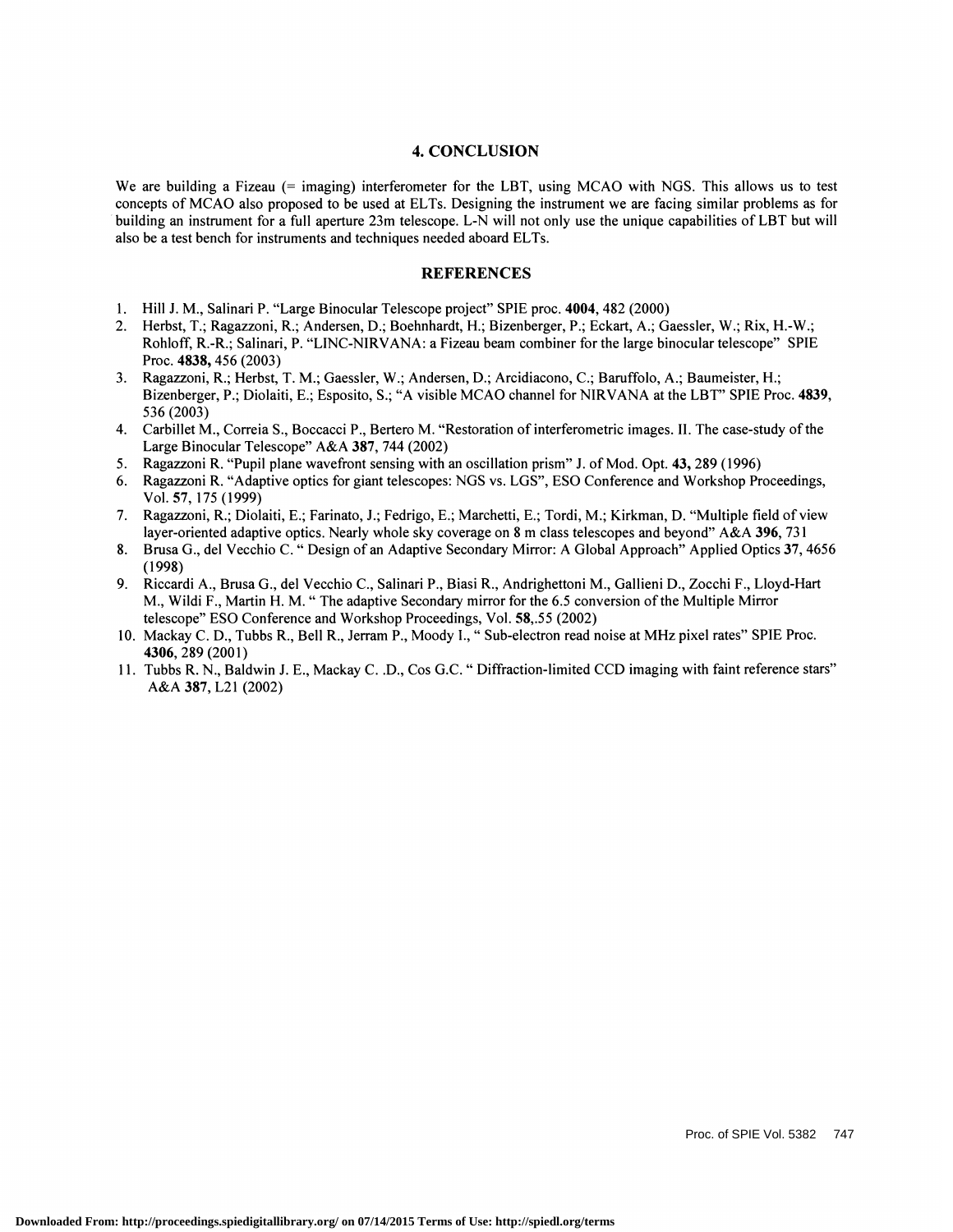## 4. CONCLUSION

We are building a Fizeau (= imaging) interferometer for the LBT, using MCAO with NGS. This allows us to test concepts of MCAO also proposed to be used at ELTs. Designing the instrument we are facing similar problems as for building an instrument for a full aperture 23m telescope. L-N will not only use the unique capabilities of LBT but will also be a test bench for instruments and techniques needed aboard ELTs.

## REFERENCES

1. Hill J. M., Salinari P. "Large Binocular Telescope project" SPIE proc. **4004**, 482 (2000)
2. Herbst, T.; Ragazzoni, R.; Andersen, D.; Boehnhardt, H.; Bizenberger, P.; Eckart, A.; Gaessler, W.; Rix, H.-W.; Rohloff, R.-R.; Salinari, P. "LINC-NIRVANA: a Fizeau beam combiner for the large binocular telescope" SPIE Proc. **4838,** 456 (2003)
3. Ragazzoni, R.; Herbst, T. M.; Gaessler, W.; Andersen, D.; Arcidiacono, C.; Baruffolo, A.; Baumeister, H.; Bizenberger, P.; Diolaiti, E.; Esposito, S.; "A visible MCAO channel for NIRVANA at the LBT" SPIE Proc. **4839**, 536 (2003)
4. Carbillet M., Correia S., Boccacci P., Bertero M. "Restoration of interferometric images. II. The case-study of the Large Binocular Telescope" A&A **387**, 744 (2002)
5. Ragazzoni R. "Pupil plane wavefront sensing with an oscillation prism" J. of Mod. Opt. **43,** 289 (1996)
6. Ragazzoni R. "Adaptive optics for giant telescopes: NGS vs. LGS", ESO Conference and Workshop Proceedings, Vol. **57**, 175 (1999)
7. Ragazzoni, R.; Diolaiti, E.; Farinato, J.; Fedrigo, E.; Marchetti, E.; Tordi, M.; Kirkman, D. "Multiple field of view layer-oriented adaptive optics. Nearly whole sky coverage on 8 m class telescopes and beyond" A&A **396**, 731
8. Brusa G., del Vecchio C. " Design of an Adaptive Secondary Mirror: A Global Approach" Applied Optics **37**, 4656 (1998)
9. Riccardi A., Brusa G., del Vecchio C., Salinari P., Biasi R., Andrighettoni M., Gallieni D., Zocchi F., Lloyd-Hart M., Wildi F., Martin H. M. " The adaptive Secondary mirror for the 6.5 conversion of the Multiple Mirror telescope" ESO Conference and Workshop Proceedings, Vol. **58**,.55 (2002)
10. Mackay C. D., Tubbs R., Bell R., Jerram P., Moody I., " Sub-electron read noise at MHz pixel rates" SPIE Proc. **4306**, 289 (2001)
11. Tubbs R. N., Baldwin J. E., Mackay C. .D., Cos G.C. " Diffraction-limited CCD imaging with faint reference stars" A&A **387**, L21 (2002)